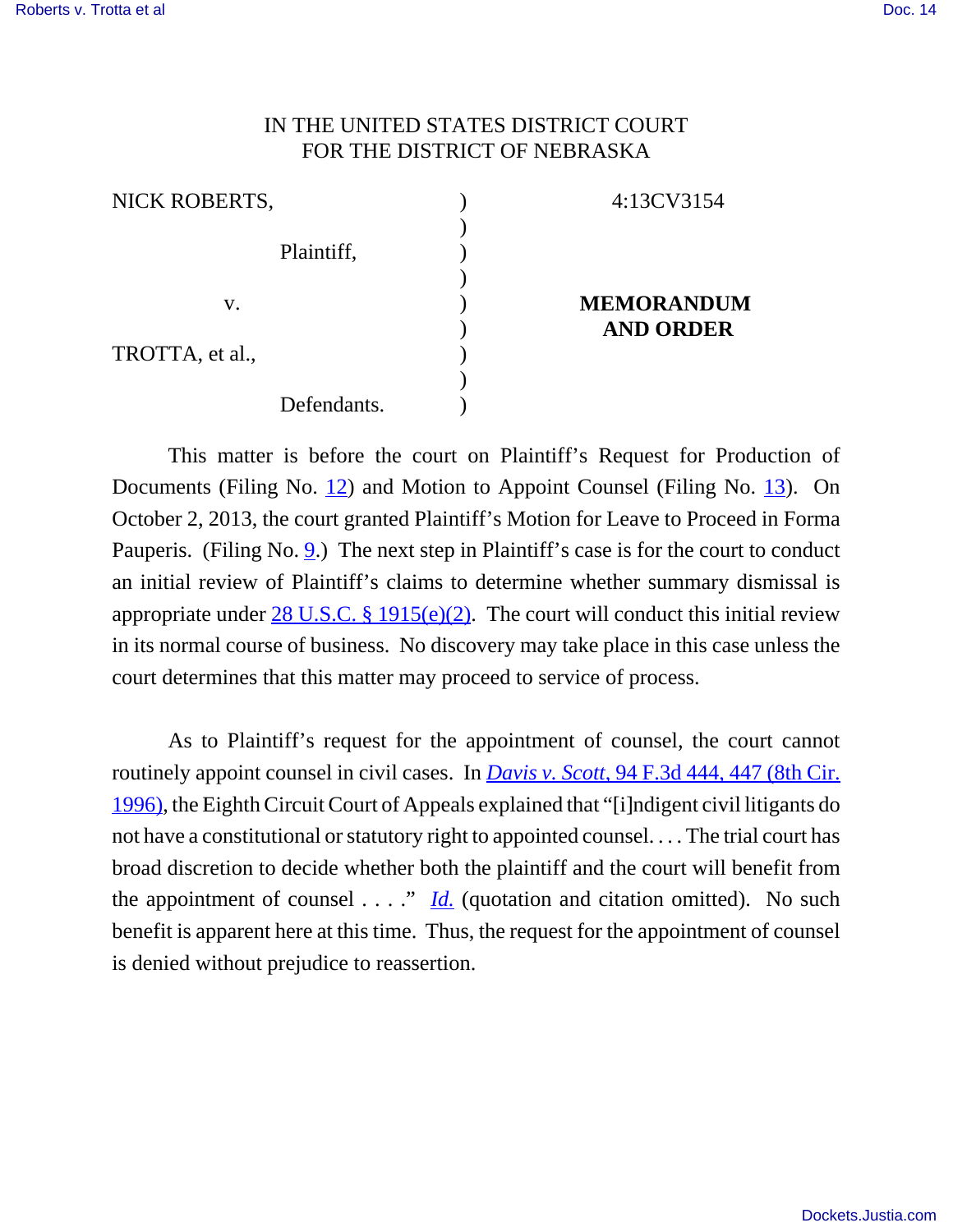IN THE UNITED STATES DISTRICT COURT
FOR THE DISTRICT OF NEBRASKA

| | | |
|---|---|---|
| NICK ROBERTS, | ) | 4:13CV3154 |
| | ) | |
| Plaintiff, | ) | |
| | ) | |
| v. | ) | **MEMORANDUM AND ORDER** |
| | ) | |
| TROTTA, et al., | ) | |
| | ) | |
| Defendants. | ) | |

This matter is before the court on Plaintiff's Request for Production of Documents (Filing No. 12) and Motion to Appoint Counsel (Filing No. 13). On October 2, 2013, the court granted Plaintiff's Motion for Leave to Proceed in Forma Pauperis. (Filing No. 9.) The next step in Plaintiff's case is for the court to conduct an initial review of Plaintiff's claims to determine whether summary dismissal is appropriate under 28 U.S.C. § 1915(e)(2). The court will conduct this initial review in its normal course of business. No discovery may take place in this case unless the court determines that this matter may proceed to service of process.

As to Plaintiff's request for the appointment of counsel, the court cannot routinely appoint counsel in civil cases. In *Davis v. Scott*, 94 F.3d 444, 447 (8th Cir. 1996), the Eighth Circuit Court of Appeals explained that "[i]ndigent civil litigants do not have a constitutional or statutory right to appointed counsel. . . . The trial court has broad discretion to decide whether both the plaintiff and the court will benefit from the appointment of counsel . . . ." *Id.* (quotation and citation omitted). No such benefit is apparent here at this time. Thus, the request for the appointment of counsel is denied without prejudice to reassertion.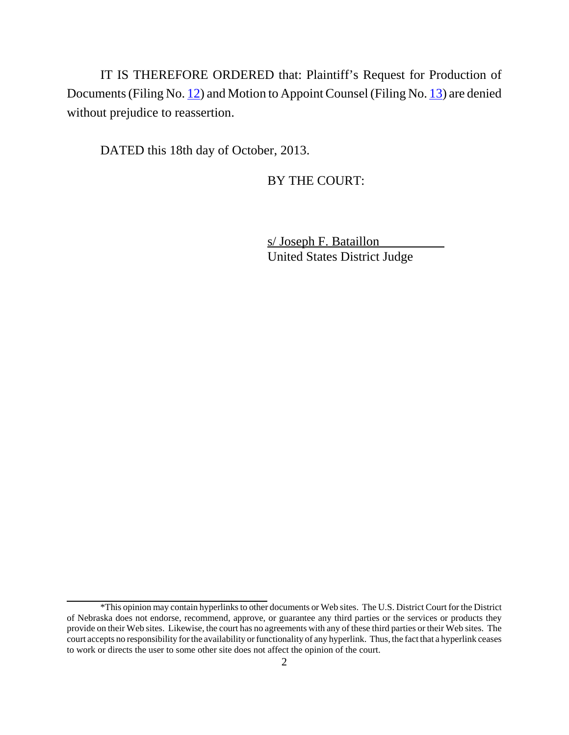IT IS THEREFORE ORDERED that: Plaintiff's Request for Production of Documents (Filing No. 12) and Motion to Appoint Counsel (Filing No. 13) are denied without prejudice to reassertion.

DATED this 18th day of October, 2013.

BY THE COURT:

s/ Joseph F. Bataillon
United States District Judge

*This opinion may contain hyperlinks to other documents or Web sites. The U.S. District Court for the District of Nebraska does not endorse, recommend, approve, or guarantee any third parties or the services or products they provide on their Web sites. Likewise, the court has no agreements with any of these third parties or their Web sites. The court accepts no responsibility for the availability or functionality of any hyperlink. Thus, the fact that a hyperlink ceases to work or directs the user to some other site does not affect the opinion of the court.